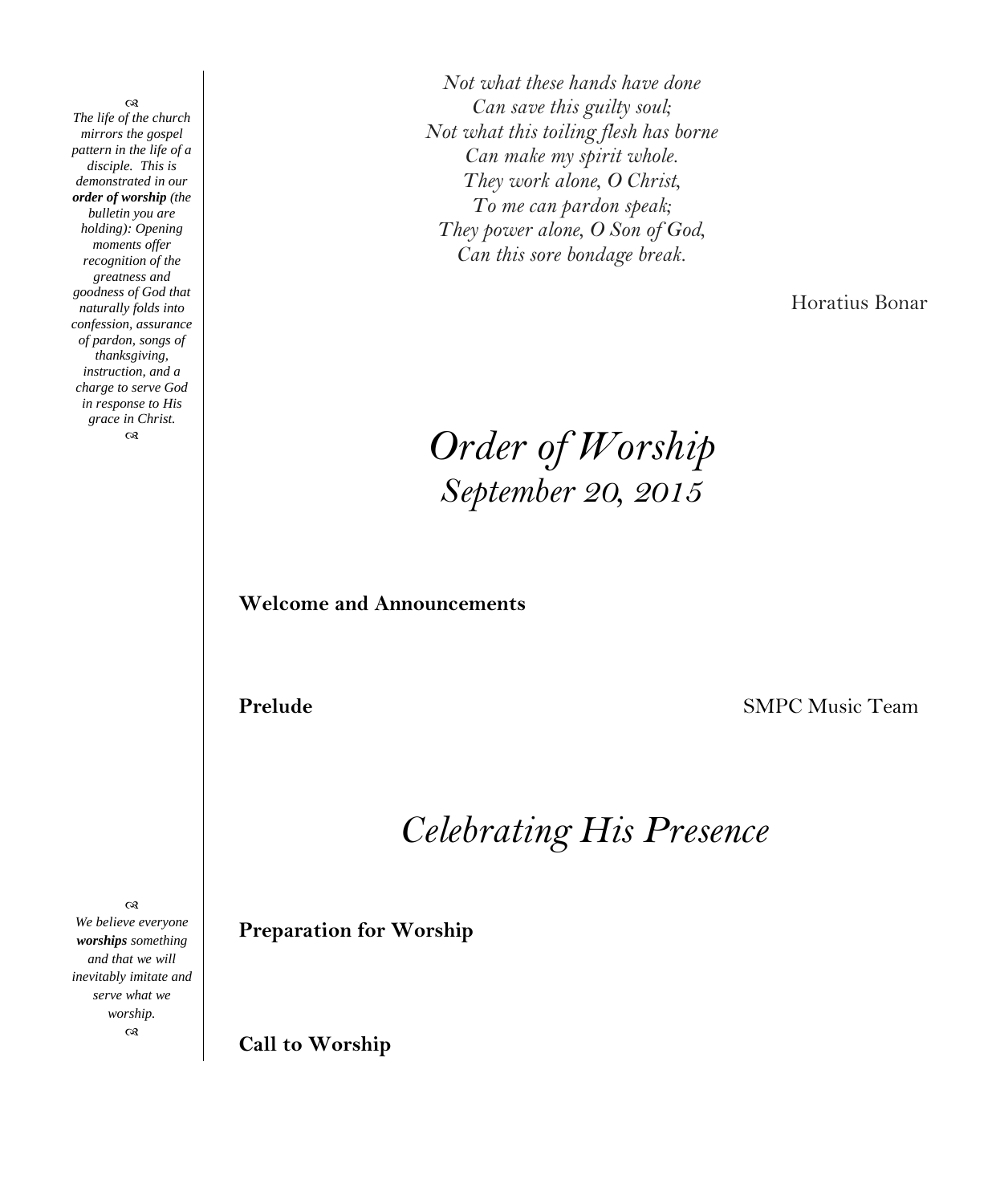*The life of the church mirrors the gospel pattern in the life of a disciple. This is demonstrated in our **order of worship** (the bulletin you are holding): Opening moments offer recognition of the greatness and goodness of God that naturally folds into confession, assurance of pardon, songs of thanksgiving, instruction, and a charge to serve God in response to His grace in Christ.*

*Not what these hands have done*
*Can save this guilty soul;*
*Not what this toiling flesh has borne*
*Can make my spirit whole.*
*They work alone, O Christ,*
*To me can pardon speak;*
*They power alone, O Son of God,*
*Can this sore bondage break.*

Horatius Bonar

# *Order of Worship*
## *September 20, 2015*

**Welcome and Announcements**

**Prelude** SMPC Music Team

# *Celebrating His Presence*

*We believe everyone **worships** something and that we will inevitably imitate and serve what we worship.*

**Preparation for Worship**

**Call to Worship**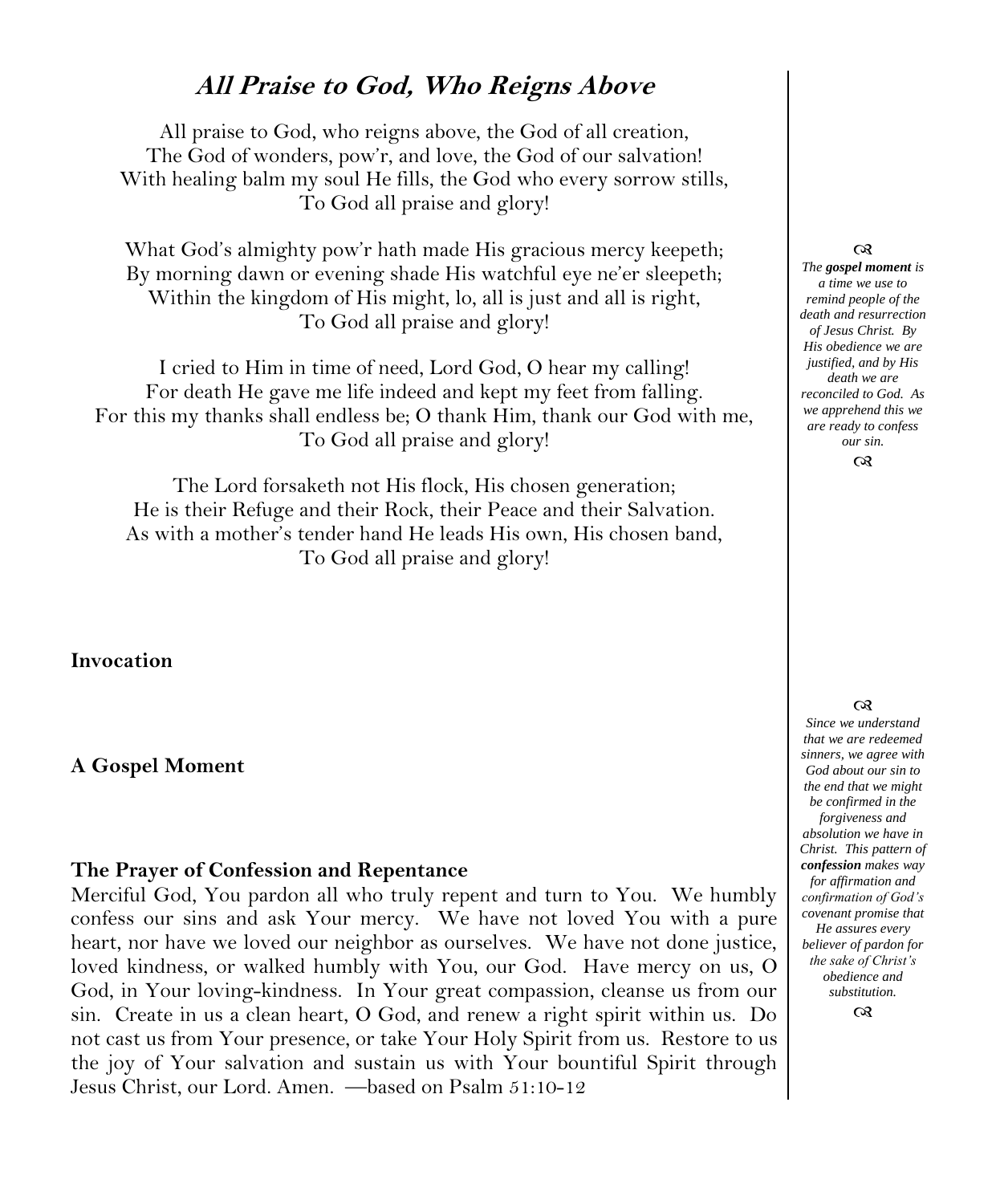## ***All Praise to God, Who Reigns Above***

All praise to God, who reigns above, the God of all creation,
The God of wonders, pow'r, and love, the God of our salvation!
With healing balm my soul He fills, the God who every sorrow stills,
To God all praise and glory!

What God's almighty pow'r hath made His gracious mercy keepeth;
By morning dawn or evening shade His watchful eye ne'er sleepeth;
Within the kingdom of His might, lo, all is just and all is right,
To God all praise and glory!

I cried to Him in time of need, Lord God, O hear my calling!
For death He gave me life indeed and kept my feet from falling.
For this my thanks shall endless be; O thank Him, thank our God with me,
To God all praise and glory!

The Lord forsaketh not His flock, His chosen generation;
He is their Refuge and their Rock, their Peace and their Salvation.
As with a mother's tender hand He leads His own, His chosen band,
To God all praise and glory!

**Invocation**

**A Gospel Moment**

*The **gospel moment** is a time we use to remind people of the death and resurrection of Jesus Christ. By His obedience we are justified, and by His death we are reconciled to God. As we apprehend this we are ready to confess our sin.*

**The Prayer of Confession and Repentance**

Merciful God, You pardon all who truly repent and turn to You. We humbly confess our sins and ask Your mercy. We have not loved You with a pure heart, nor have we loved our neighbor as ourselves. We have not done justice, loved kindness, or walked humbly with You, our God. Have mercy on us, O God, in Your loving-kindness. In Your great compassion, cleanse us from our sin. Create in us a clean heart, O God, and renew a right spirit within us. Do not cast us from Your presence, or take Your Holy Spirit from us. Restore to us the joy of Your salvation and sustain us with Your bountiful Spirit through Jesus Christ, our Lord. Amen. —based on Psalm 51:10-12

*Since we understand that we are redeemed sinners, we agree with God about our sin to the end that we might be confirmed in the forgiveness and absolution we have in Christ. This pattern of **confession** makes way for affirmation and confirmation of God's covenant promise that He assures every believer of pardon for the sake of Christ's obedience and substitution.*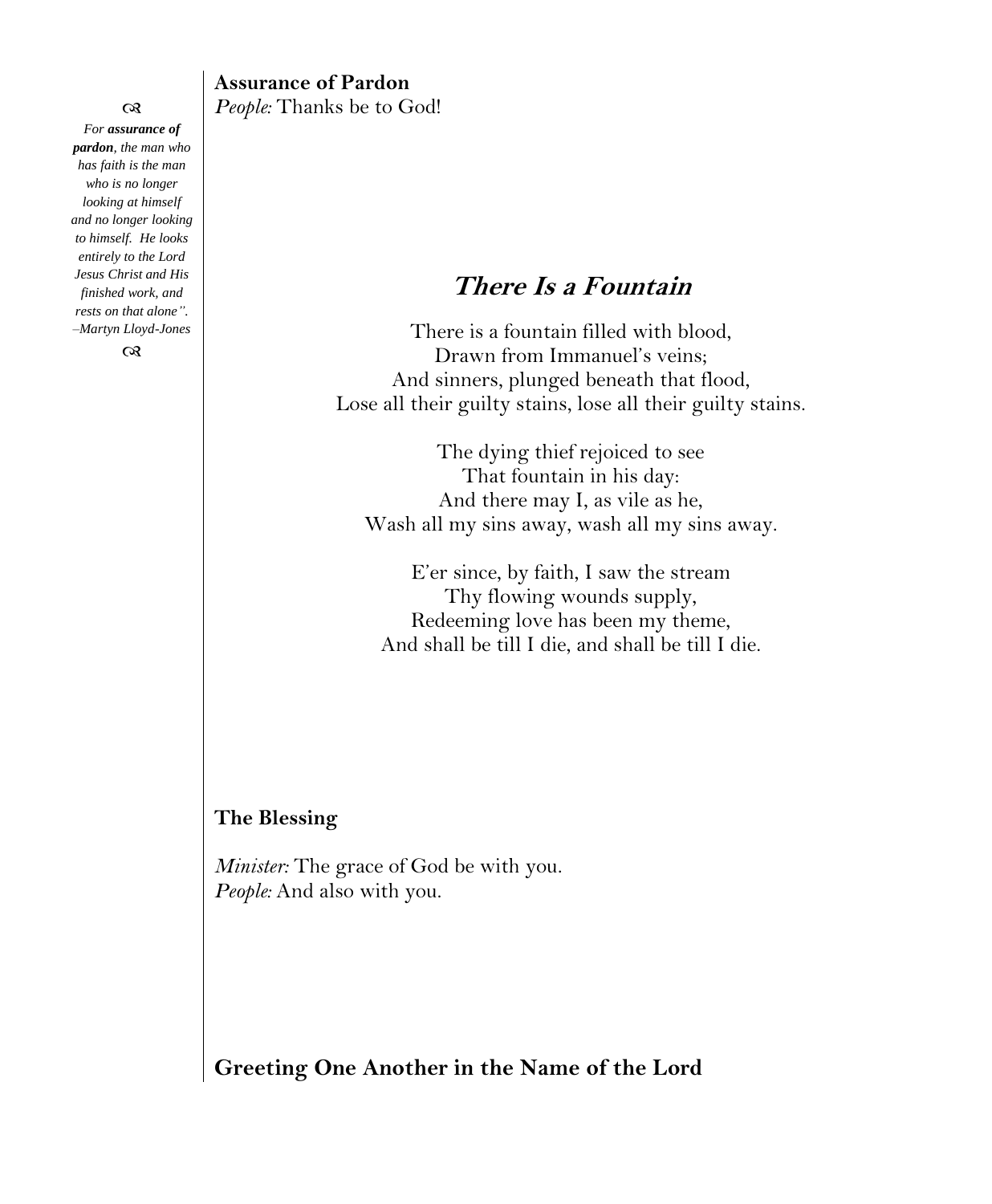**Assurance of Pardon**
*People:* Thanks be to God!

*For **assurance of pardon**, the man who has faith is the man who is no longer looking at himself and no longer looking to himself. He looks entirely to the Lord Jesus Christ and His finished work, and rests on that alone". –Martyn Lloyd-Jones*

## *There Is a Fountain*

There is a fountain filled with blood,
Drawn from Immanuel's veins;
And sinners, plunged beneath that flood,
Lose all their guilty stains, lose all their guilty stains.

The dying thief rejoiced to see
That fountain in his day:
And there may I, as vile as he,
Wash all my sins away, wash all my sins away.

E'er since, by faith, I saw the stream
Thy flowing wounds supply,
Redeeming love has been my theme,
And shall be till I die, and shall be till I die.

**The Blessing**

*Minister:* The grace of God be with you.
*People:* And also with you.

**Greeting One Another in the Name of the Lord**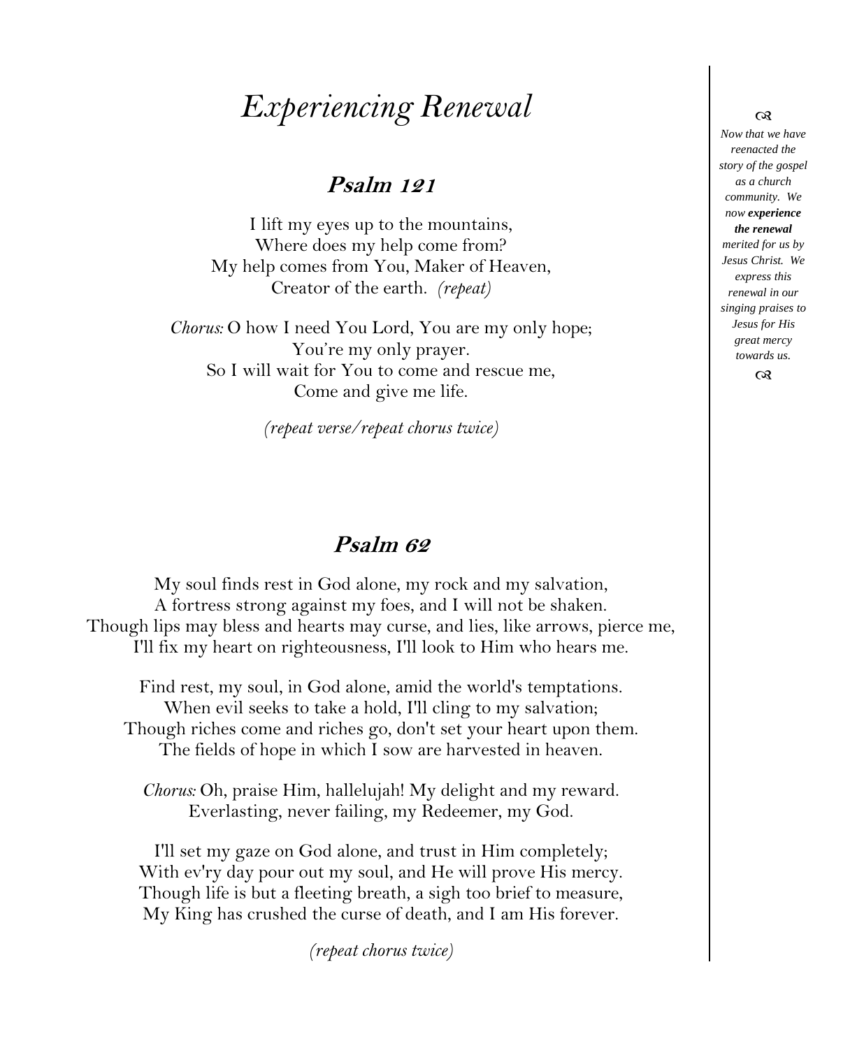# *Experiencing Renewal*

## Psalm 121

I lift my eyes up to the mountains,
Where does my help come from?
My help comes from You, Maker of Heaven,
Creator of the earth. *(repeat)*

*Chorus:* O how I need You Lord, You are my only hope;
You're my only prayer.
So I will wait for You to come and rescue me,
Come and give me life.

*(repeat verse/repeat chorus twice)*

## Psalm 62

My soul finds rest in God alone, my rock and my salvation,
A fortress strong against my foes, and I will not be shaken.
Though lips may bless and hearts may curse, and lies, like arrows, pierce me,
I'll fix my heart on righteousness, I'll look to Him who hears me.

Find rest, my soul, in God alone, amid the world's temptations.
When evil seeks to take a hold, I'll cling to my salvation;
Though riches come and riches go, don't set your heart upon them.
The fields of hope in which I sow are harvested in heaven.

*Chorus:* Oh, praise Him, hallelujah! My delight and my reward.
Everlasting, never failing, my Redeemer, my God.

I'll set my gaze on God alone, and trust in Him completely;
With ev'ry day pour out my soul, and He will prove His mercy.
Though life is but a fleeting breath, a sigh too brief to measure,
My King has crushed the curse of death, and I am His forever.

*(repeat chorus twice)*

*Now that we have reenacted the story of the gospel as a church community. We now* ***experience the renewal*** *merited for us by Jesus Christ. We express this renewal in our singing praises to Jesus for His great mercy towards us.*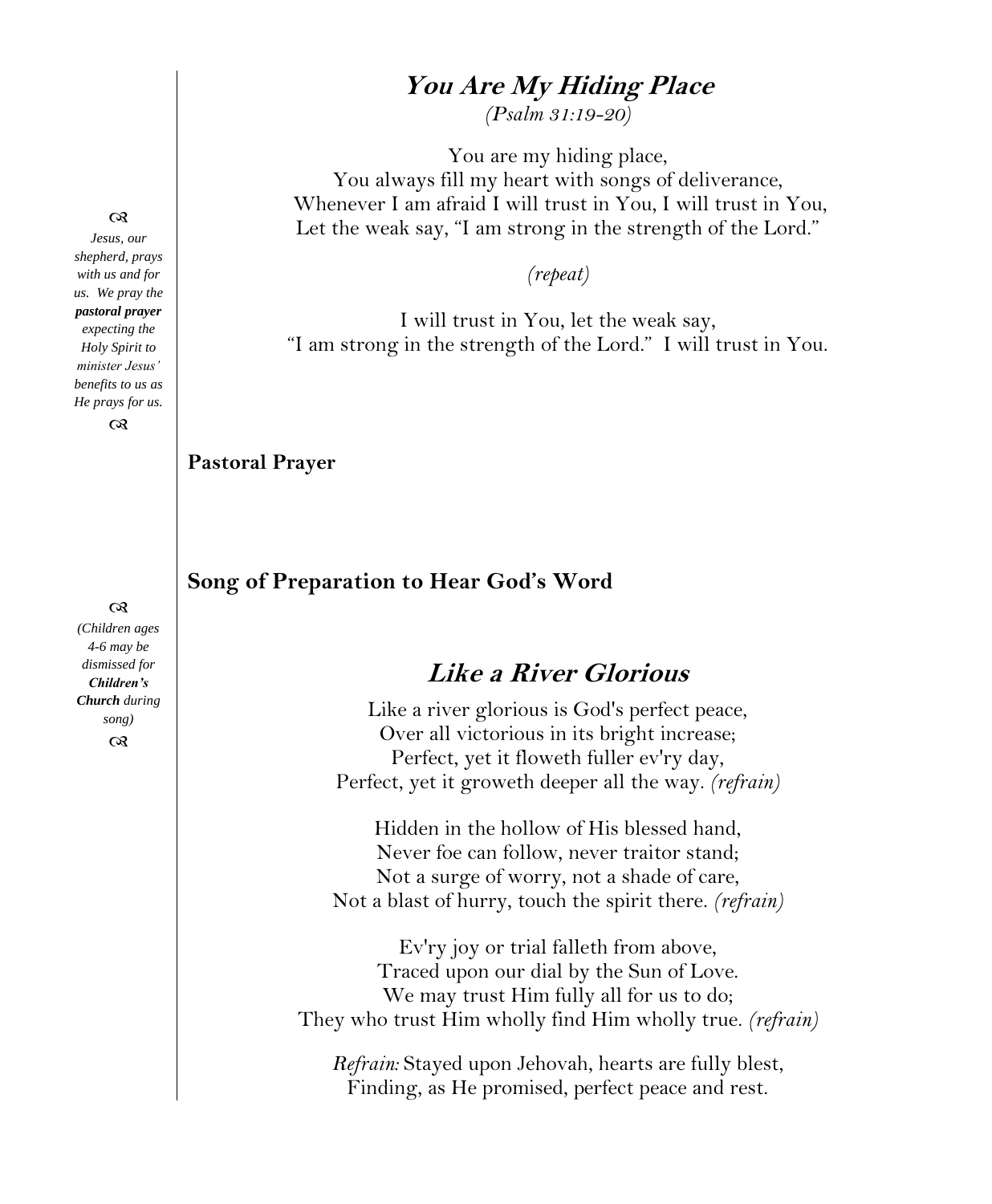## *You Are My Hiding Place*

*(Psalm 31:19-20)*

You are my hiding place,
You always fill my heart with songs of deliverance,
Whenever I am afraid I will trust in You, I will trust in You,
Let the weak say, "I am strong in the strength of the Lord."

*(repeat)*

I will trust in You, let the weak say,
"I am strong in the strength of the Lord." I will trust in You.

*Jesus, our shepherd, prays with us and for us. We pray the **pastoral prayer** expecting the Holy Spirit to minister Jesus' benefits to us as He prays for us.*

**Pastoral Prayer**

**Song of Preparation to Hear God's Word**

*(Children ages 4-6 may be dismissed for **Children's Church** during song)*

## *Like a River Glorious*

Like a river glorious is God's perfect peace,
Over all victorious in its bright increase;
Perfect, yet it floweth fuller ev'ry day,
Perfect, yet it groweth deeper all the way. *(refrain)*

Hidden in the hollow of His blessed hand,
Never foe can follow, never traitor stand;
Not a surge of worry, not a shade of care,
Not a blast of hurry, touch the spirit there. *(refrain)*

Ev'ry joy or trial falleth from above,
Traced upon our dial by the Sun of Love.
We may trust Him fully all for us to do;
They who trust Him wholly find Him wholly true. *(refrain)*

*Refrain:* Stayed upon Jehovah, hearts are fully blest,
Finding, as He promised, perfect peace and rest.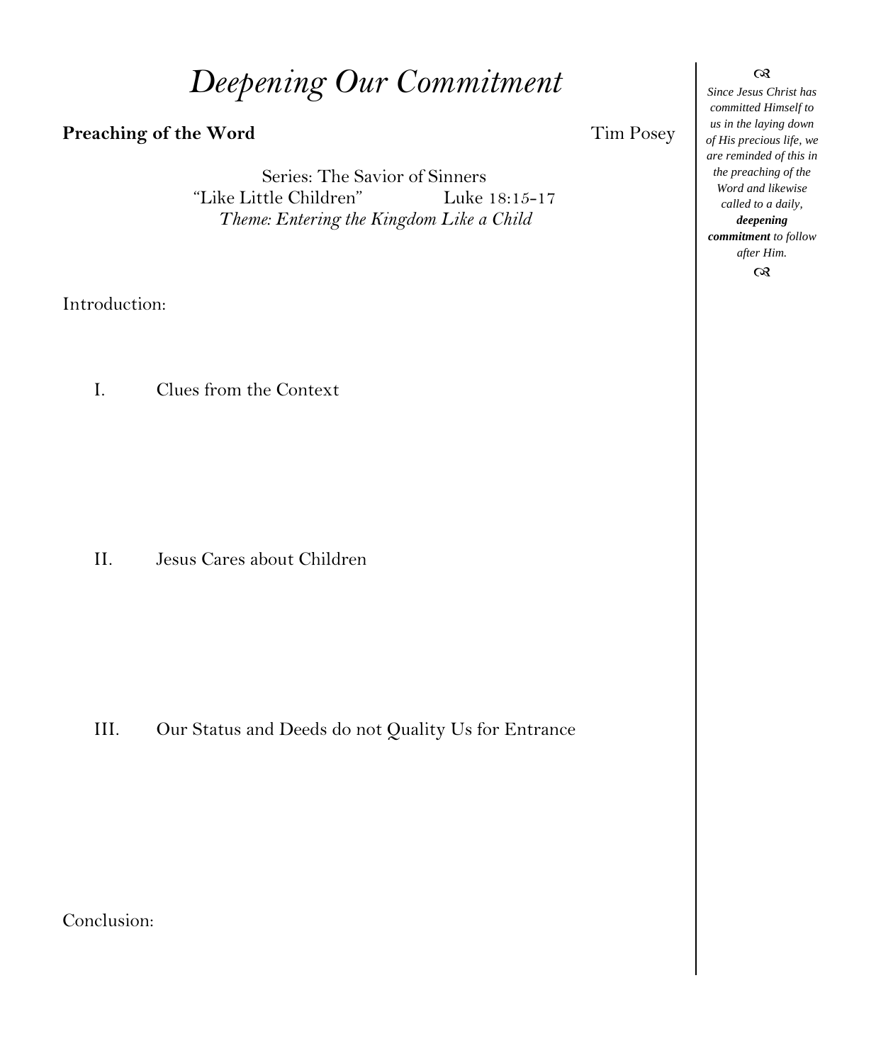# Deepening Our Commitment

**Preaching of the Word** Tim Posey

Series: The Savior of Sinners
"Like Little Children" Luke 18:15-17
*Theme: Entering the Kingdom Like a Child*

Introduction:

I. Clues from the Context

II. Jesus Cares about Children

III. Our Status and Deeds do not Quality Us for Entrance

Conclusion:

*Since Jesus Christ has committed Himself to us in the laying down of His precious life, we are reminded of this in the preaching of the Word and likewise called to a daily, **deepening commitment** to follow after Him.*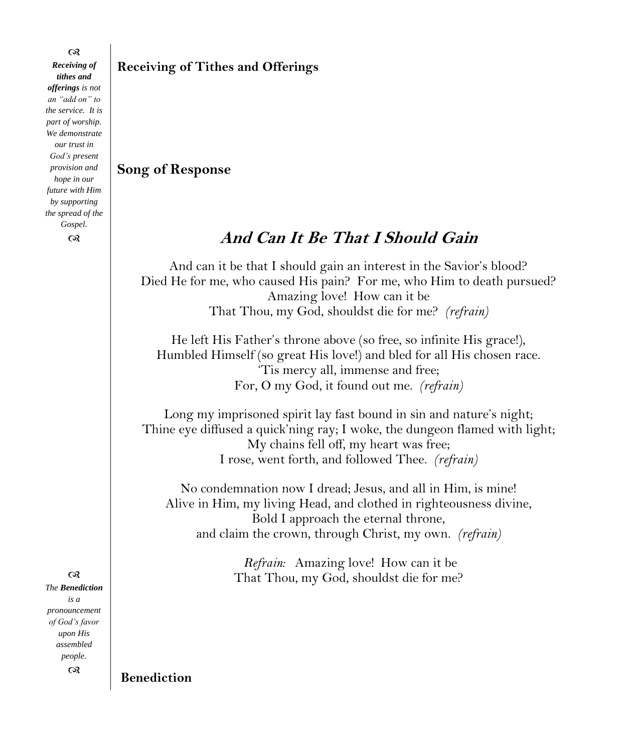Receiving of Tithes and Offerings

Song of Response

## *And Can It Be That I Should Gain*

And can it be that I should gain an interest in the Savior's blood?
Died He for me, who caused His pain? For me, who Him to death pursued?
Amazing love! How can it be
That Thou, my God, shouldst die for me? *(refrain)*

He left His Father's throne above (so free, so infinite His grace!),
Humbled Himself (so great His love!) and bled for all His chosen race.
'Tis mercy all, immense and free;
For, O my God, it found out me. *(refrain)*

Long my imprisoned spirit lay fast bound in sin and nature's night;
Thine eye diffused a quick'ning ray; I woke, the dungeon flamed with light;
My chains fell off, my heart was free;
I rose, went forth, and followed Thee. *(refrain)*

No condemnation now I dread; Jesus, and all in Him, is mine!
Alive in Him, my living Head, and clothed in righteousness divine,
Bold I approach the eternal throne,
and claim the crown, through Christ, my own. *(refrain)*

*Refrain:* Amazing love! How can it be
That Thou, my God, shouldst die for me?

Benediction

*Receiving of tithes and offerings is not an "add on" to the service. It is part of worship. We demonstrate our trust in God's present provision and hope in our future with Him by supporting the spread of the Gospel.*

*The **Benediction** is a pronouncement of God's favor upon His assembled people.*